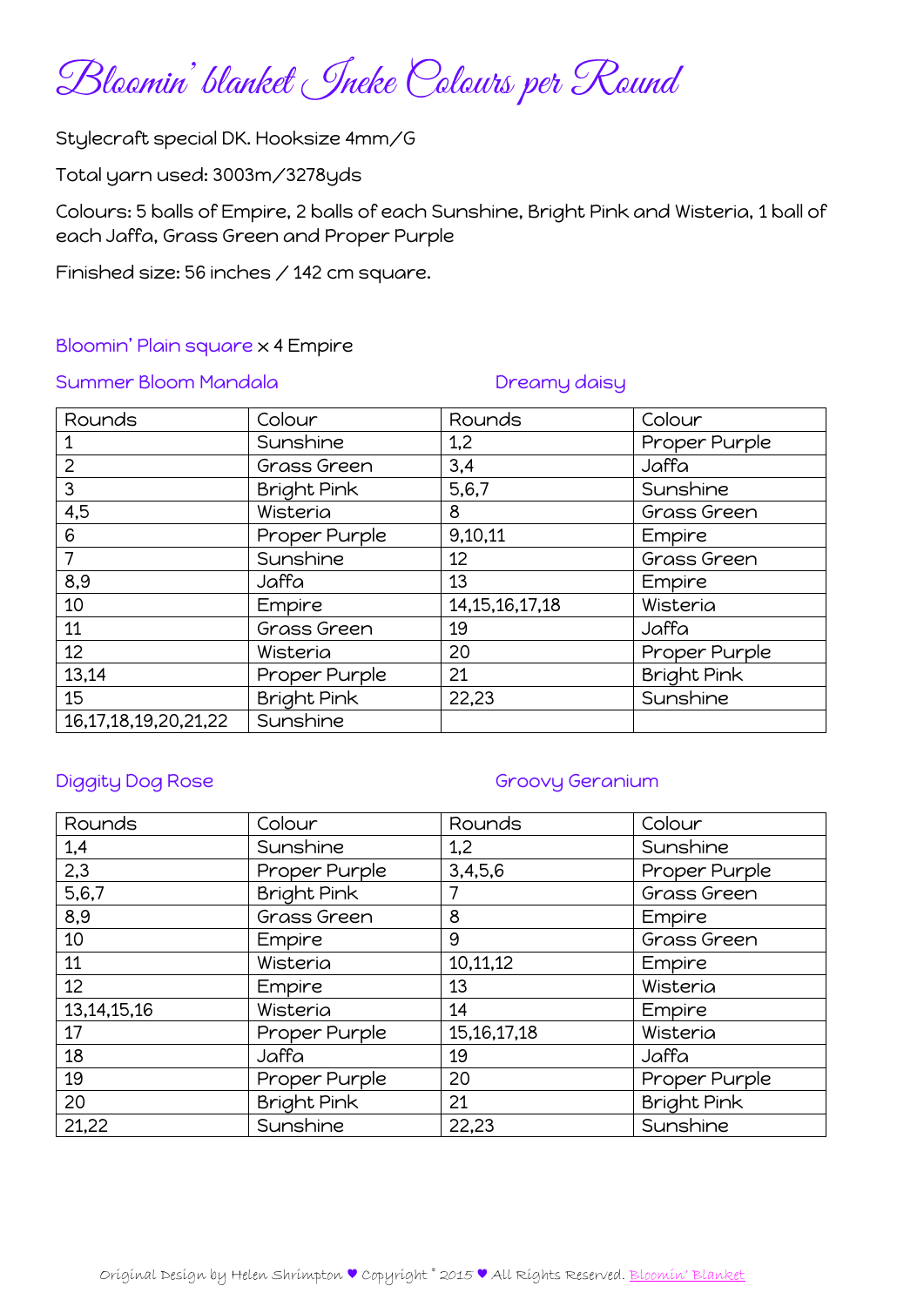# Bloomin' blanket Ineke Colours per Round

Stylecraft special DK. Hooksize 4mm/G

Total yarn used: 3003m/3278yds

Colours: 5 balls of Empire, 2 balls of each Sunshine, Bright Pink and Wisteria, 1 ball of each Jaffa, Grass Green and Proper Purple

Finished size: 56 inches / 142 cm square.

Bloomin' Plain square x 4 Empire

Summer Bloom Mandala | Dreamy daisy

| Rounds | Colour | Rounds | Colour |
|---|---|---|---|
| 1 | Sunshine | 1,2 | Proper Purple |
| 2 | Grass Green | 3,4 | Jaffa |
| 3 | Bright Pink | 5,6,7 | Sunshine |
| 4,5 | Wisteria | 8 | Grass Green |
| 6 | Proper Purple | 9,10,11 | Empire |
| 7 | Sunshine | 12 | Grass Green |
| 8,9 | Jaffa | 13 | Empire |
| 10 | Empire | 14,15,16,17,18 | Wisteria |
| 11 | Grass Green | 19 | Jaffa |
| 12 | Wisteria | 20 | Proper Purple |
| 13,14 | Proper Purple | 21 | Bright Pink |
| 15 | Bright Pink | 22,23 | Sunshine |
| 16,17,18,19,20,21,22 | Sunshine | | |

Diggity Dog Rose | Groovy Geranium

| Rounds | Colour | Rounds | Colour |
|---|---|---|---|
| 1,4 | Sunshine | 1,2 | Sunshine |
| 2,3 | Proper Purple | 3,4,5,6 | Proper Purple |
| 5,6,7 | Bright Pink | 7 | Grass Green |
| 8,9 | Grass Green | 8 | Empire |
| 10 | Empire | 9 | Grass Green |
| 11 | Wisteria | 10,11,12 | Empire |
| 12 | Empire | 13 | Wisteria |
| 13,14,15,16 | Wisteria | 14 | Empire |
| 17 | Proper Purple | 15,16,17,18 | Wisteria |
| 18 | Jaffa | 19 | Jaffa |
| 19 | Proper Purple | 20 | Proper Purple |
| 20 | Bright Pink | 21 | Bright Pink |
| 21,22 | Sunshine | 22,23 | Sunshine |

Original Design by Helen Shrimpton ♥ Copyright © 2015 ♥ All Rights Reserved. Bloomin' Blanket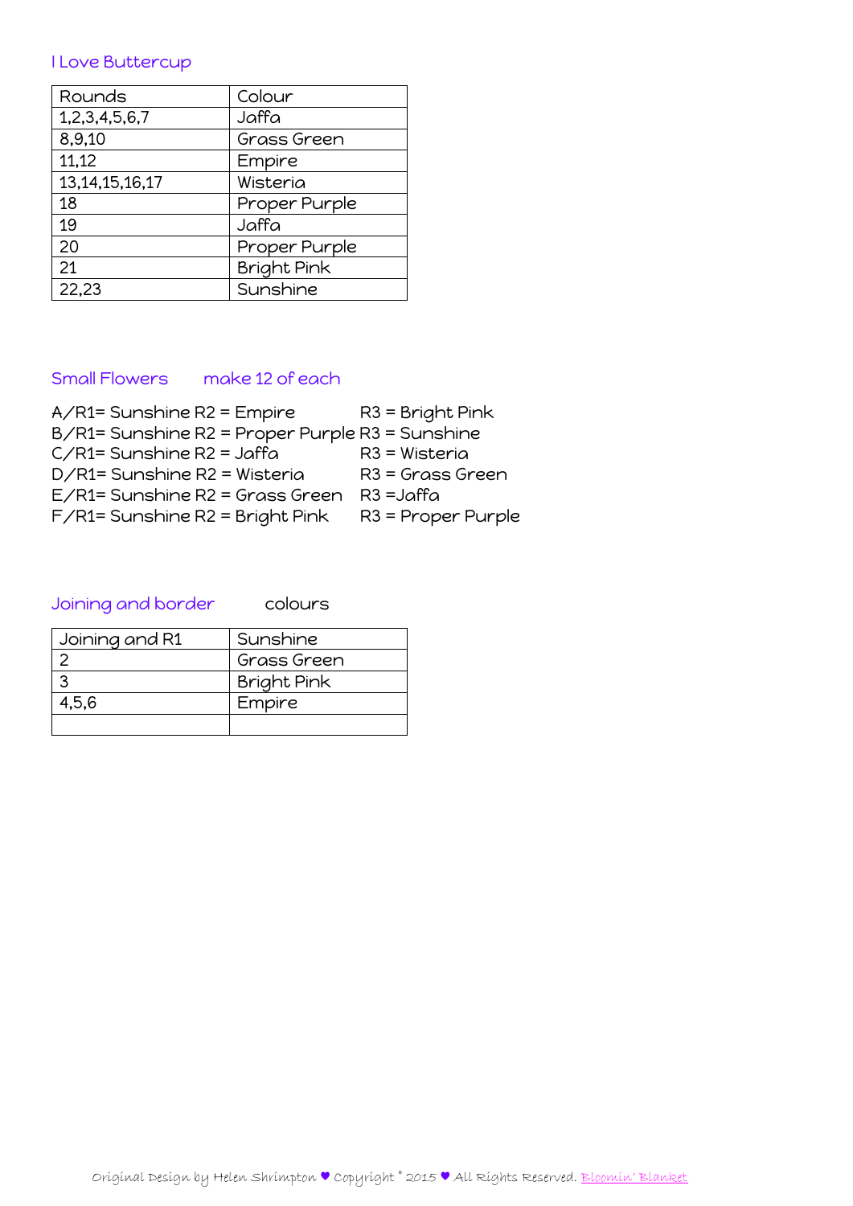## I Love Buttercup

| Rounds | Colour |
|---|---|
| 1,2,3,4,5,6,7 | Jaffa |
| 8,9,10 | Grass Green |
| 11,12 | Empire |
| 13,14,15,16,17 | Wisteria |
| 18 | Proper Purple |
| 19 | Jaffa |
| 20 | Proper Purple |
| 21 | Bright Pink |
| 22,23 | Sunshine |

## Small Flowers make 12 of each

A/R1= Sunshine R2 = Empire R3 = Bright Pink
B/R1= Sunshine R2 = Proper Purple R3 = Sunshine
C/R1= Sunshine R2 = Jaffa R3 = Wisteria
D/R1= Sunshine R2 = Wisteria R3 = Grass Green
E/R1= Sunshine R2 = Grass Green R3 =Jaffa
F/R1= Sunshine R2 = Bright Pink R3 = Proper Purple

## Joining and border colours

| Joining and R1 | Sunshine |
|---|---|
| 2 | Grass Green |
| 3 | Bright Pink |
| 4,5,6 | Empire |
| | |

Original Design by Helen Shrimpton ♥ Copyright © 2015 ♥ All Rights Reserved. Bloomin' Blanket